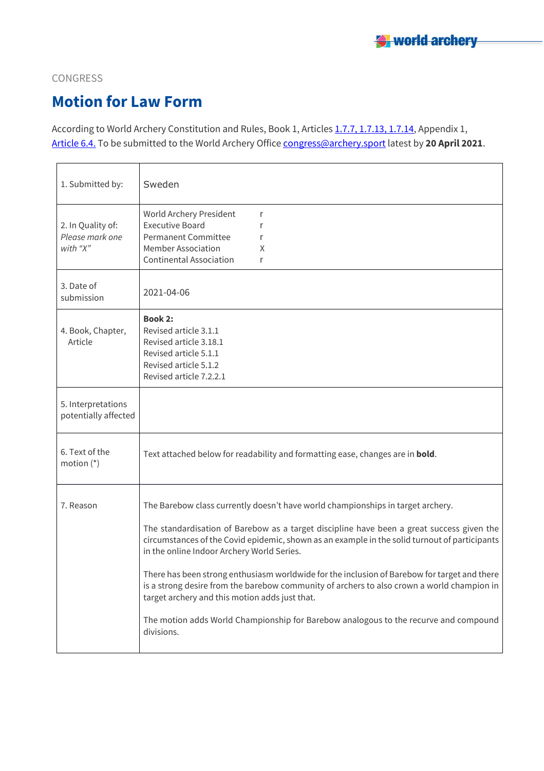CONGRESS

# Motion for Law Form

According to World Archery Constitution and Rules, Book 1, Articles 1.7.7, 1.7.13, 1.7.14, Appendix 1, Article 6.4. To be submitted to the World Archery Office congress@archery.sport latest by **20 April 2021**.

| | |
|---|---|
| 1. Submitted by: | Sweden |
| 2. In Quality of: *Please mark one with "X"* | World Archery President r<br>Executive Board r<br>Permanent Committee r<br>Member Association X<br>Continental Association r |
| 3. Date of submission | 2021-04-06 |
| 4. Book, Chapter, Article | **Book 2:**<br>Revised article 3.1.1<br>Revised article 3.18.1<br>Revised article 5.1.1<br>Revised article 5.1.2<br>Revised article 7.2.2.1 |
| 5. Interpretations potentially affected | |
| 6. Text of the motion (*) | Text attached below for readability and formatting ease, changes are in **bold**. |
| 7. Reason | The Barebow class currently doesn't have world championships in target archery.<br><br>The standardisation of Barebow as a target discipline have been a great success given the circumstances of the Covid epidemic, shown as an example in the solid turnout of participants in the online Indoor Archery World Series.<br><br>There has been strong enthusiasm worldwide for the inclusion of Barebow for target and there is a strong desire from the barebow community of archers to also crown a world champion in target archery and this motion adds just that.<br><br>The motion adds World Championship for Barebow analogous to the recurve and compound divisions. |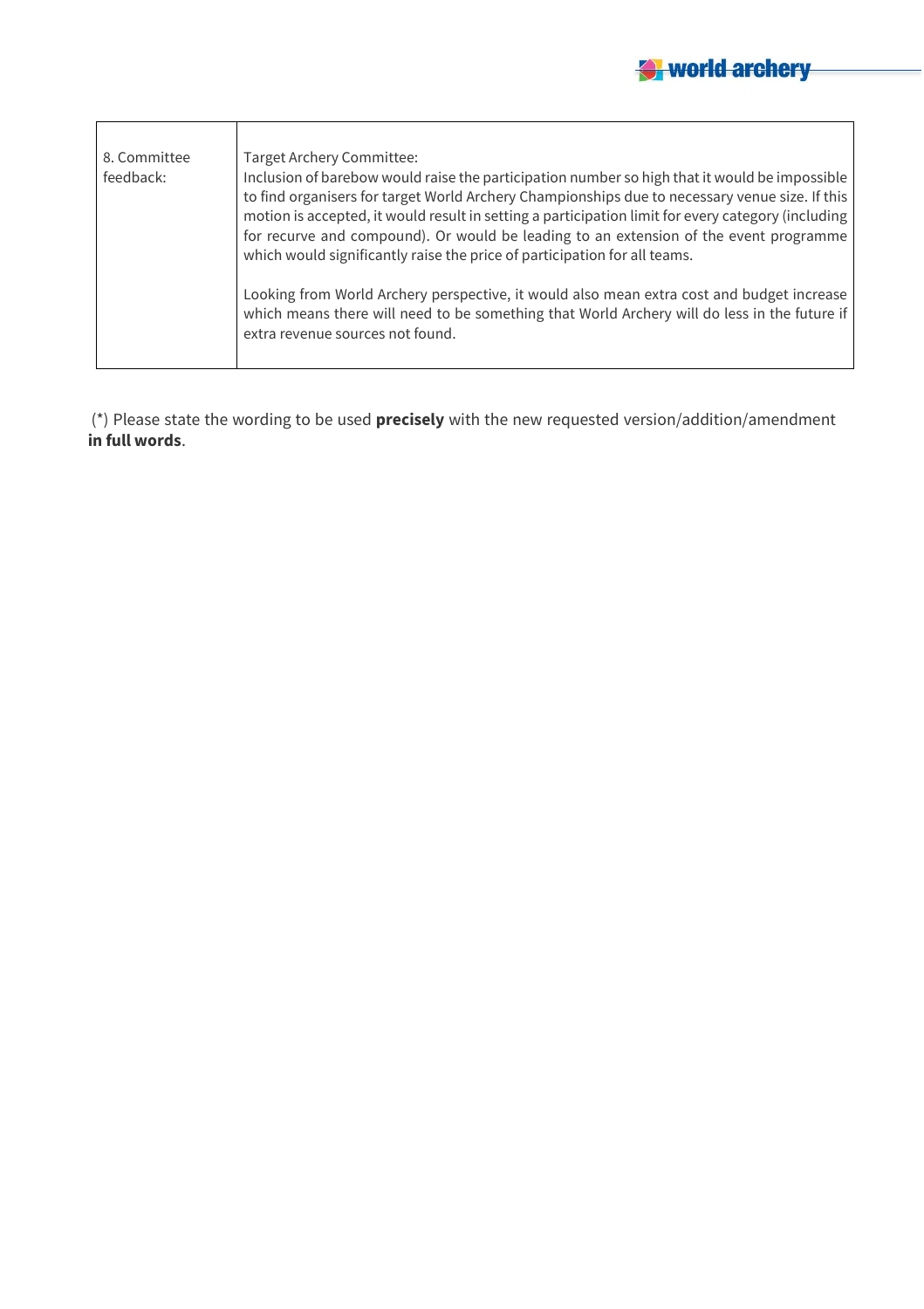| 8. Committee feedback: | Target Archery Committee:<br>Inclusion of barebow would raise the participation number so high that it would be impossible to find organisers for target World Archery Championships due to necessary venue size. If this motion is accepted, it would result in setting a participation limit for every category (including for recurve and compound). Or would be leading to an extension of the event programme which would significantly raise the price of participation for all teams.<br><br>Looking from World Archery perspective, it would also mean extra cost and budget increase which means there will need to be something that World Archery will do less in the future if extra revenue sources not found. |
|---|---|

(*) Please state the wording to be used **precisely** with the new requested version/addition/amendment **in full words**.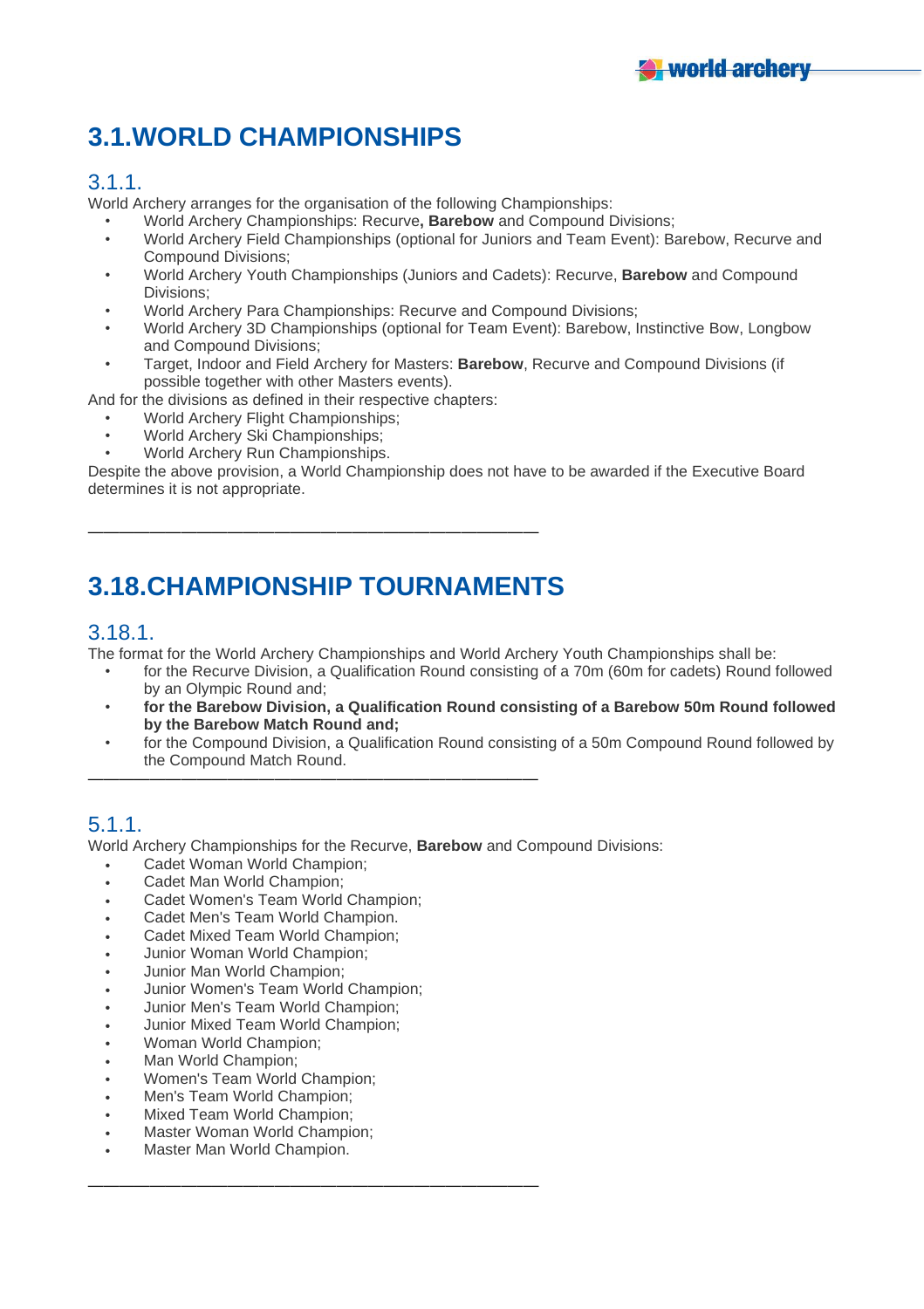# 3.1.WORLD CHAMPIONSHIPS

## 3.1.1.

World Archery arranges for the organisation of the following Championships:

- World Archery Championships: Recurve**, Barebow** and Compound Divisions;
- World Archery Field Championships (optional for Juniors and Team Event): Barebow, Recurve and Compound Divisions;
- World Archery Youth Championships (Juniors and Cadets): Recurve, **Barebow** and Compound Divisions;
- World Archery Para Championships: Recurve and Compound Divisions;
- World Archery 3D Championships (optional for Team Event): Barebow, Instinctive Bow, Longbow and Compound Divisions;
- Target, Indoor and Field Archery for Masters: **Barebow**, Recurve and Compound Divisions (if possible together with other Masters events).

And for the divisions as defined in their respective chapters:

- World Archery Flight Championships;
- World Archery Ski Championships;
- World Archery Run Championships.

Despite the above provision, a World Championship does not have to be awarded if the Executive Board determines it is not appropriate.

---

# 3.18.CHAMPIONSHIP TOURNAMENTS

## 3.18.1.

The format for the World Archery Championships and World Archery Youth Championships shall be:

- for the Recurve Division, a Qualification Round consisting of a 70m (60m for cadets) Round followed by an Olympic Round and;
- **for the Barebow Division, a Qualification Round consisting of a Barebow 50m Round followed by the Barebow Match Round and;**
- for the Compound Division, a Qualification Round consisting of a 50m Compound Round followed by the Compound Match Round.

---

## 5.1.1.

World Archery Championships for the Recurve, **Barebow** and Compound Divisions:

- Cadet Woman World Champion;
- Cadet Man World Champion;
- Cadet Women's Team World Champion;
- Cadet Men's Team World Champion.
- Cadet Mixed Team World Champion;
- Junior Woman World Champion;
- Junior Man World Champion;
- Junior Women's Team World Champion;
- Junior Men's Team World Champion;
- Junior Mixed Team World Champion;
- Woman World Champion;
- Man World Champion;
- Women's Team World Champion;
- Men's Team World Champion;
- Mixed Team World Champion;
- Master Woman World Champion;
- Master Man World Champion.

---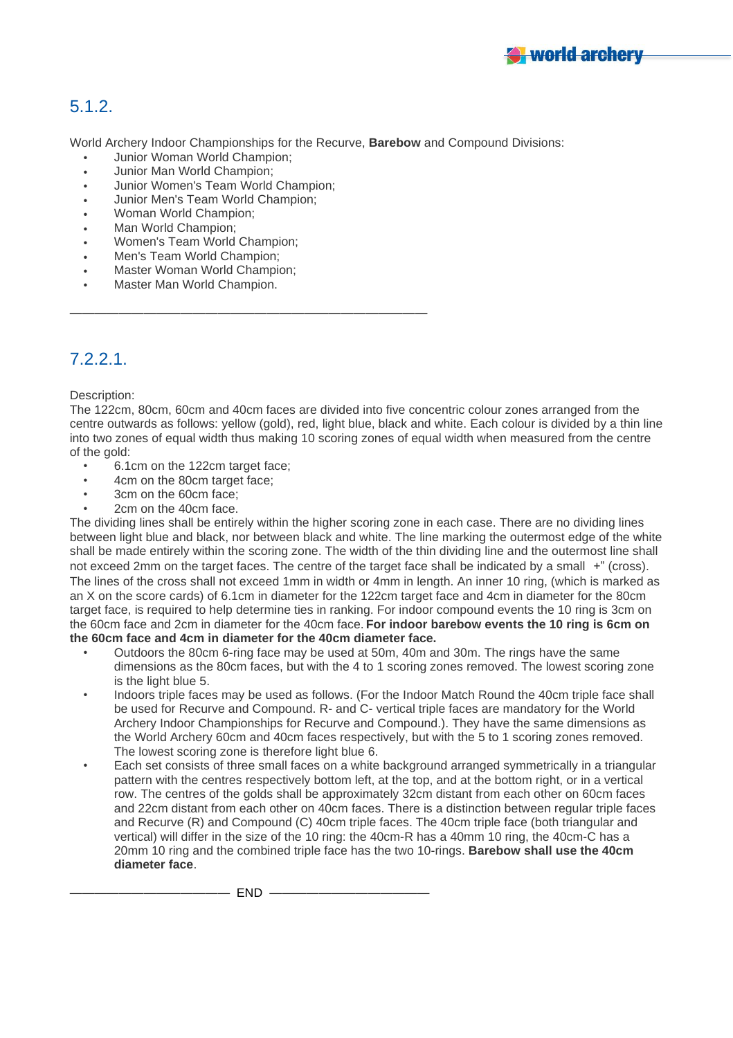## 5.1.2.

World Archery Indoor Championships for the Recurve, **Barebow** and Compound Divisions:

- Junior Woman World Champion;
- Junior Man World Champion;
- Junior Women's Team World Champion;
- Junior Men's Team World Champion;
- Woman World Champion;
- Man World Champion;
- Women's Team World Champion;
- Men's Team World Champion;
- Master Woman World Champion;
- Master Man World Champion.

---

## 7.2.2.1.

Description:
The 122cm, 80cm, 60cm and 40cm faces are divided into five concentric colour zones arranged from the centre outwards as follows: yellow (gold), red, light blue, black and white. Each colour is divided by a thin line into two zones of equal width thus making 10 scoring zones of equal width when measured from the centre of the gold:

- 6.1cm on the 122cm target face;
- 4cm on the 80cm target face;
- 3cm on the 60cm face;
- 2cm on the 40cm face.

The dividing lines shall be entirely within the higher scoring zone in each case. There are no dividing lines between light blue and black, nor between black and white. The line marking the outermost edge of the white shall be made entirely within the scoring zone. The width of the thin dividing line and the outermost line shall not exceed 2mm on the target faces. The centre of the target face shall be indicated by a small +" (cross). The lines of the cross shall not exceed 1mm in width or 4mm in length. An inner 10 ring, (which is marked as an X on the score cards) of 6.1cm in diameter for the 122cm target face and 4cm in diameter for the 80cm target face, is required to help determine ties in ranking. For indoor compound events the 10 ring is 3cm on the 60cm face and 2cm in diameter for the 40cm face. **For indoor barebow events the 10 ring is 6cm on the 60cm face and 4cm in diameter for the 40cm diameter face.**

- Outdoors the 80cm 6-ring face may be used at 50m, 40m and 30m. The rings have the same dimensions as the 80cm faces, but with the 4 to 1 scoring zones removed. The lowest scoring zone is the light blue 5.
- Indoors triple faces may be used as follows. (For the Indoor Match Round the 40cm triple face shall be used for Recurve and Compound. R- and C- vertical triple faces are mandatory for the World Archery Indoor Championships for Recurve and Compound.). They have the same dimensions as the World Archery 60cm and 40cm faces respectively, but with the 5 to 1 scoring zones removed. The lowest scoring zone is therefore light blue 6.
- Each set consists of three small faces on a white background arranged symmetrically in a triangular pattern with the centres respectively bottom left, at the top, and at the bottom right, or in a vertical row. The centres of the golds shall be approximately 32cm distant from each other on 60cm faces and 22cm distant from each other on 40cm faces. There is a distinction between regular triple faces and Recurve (R) and Compound (C) 40cm triple faces. The 40cm triple face (both triangular and vertical) will differ in the size of the 10 ring: the 40cm-R has a 40mm 10 ring, the 40cm-C has a 20mm 10 ring and the combined triple face has the two 10-rings. **Barebow shall use the 40cm diameter face**.

——————————— END ———————————